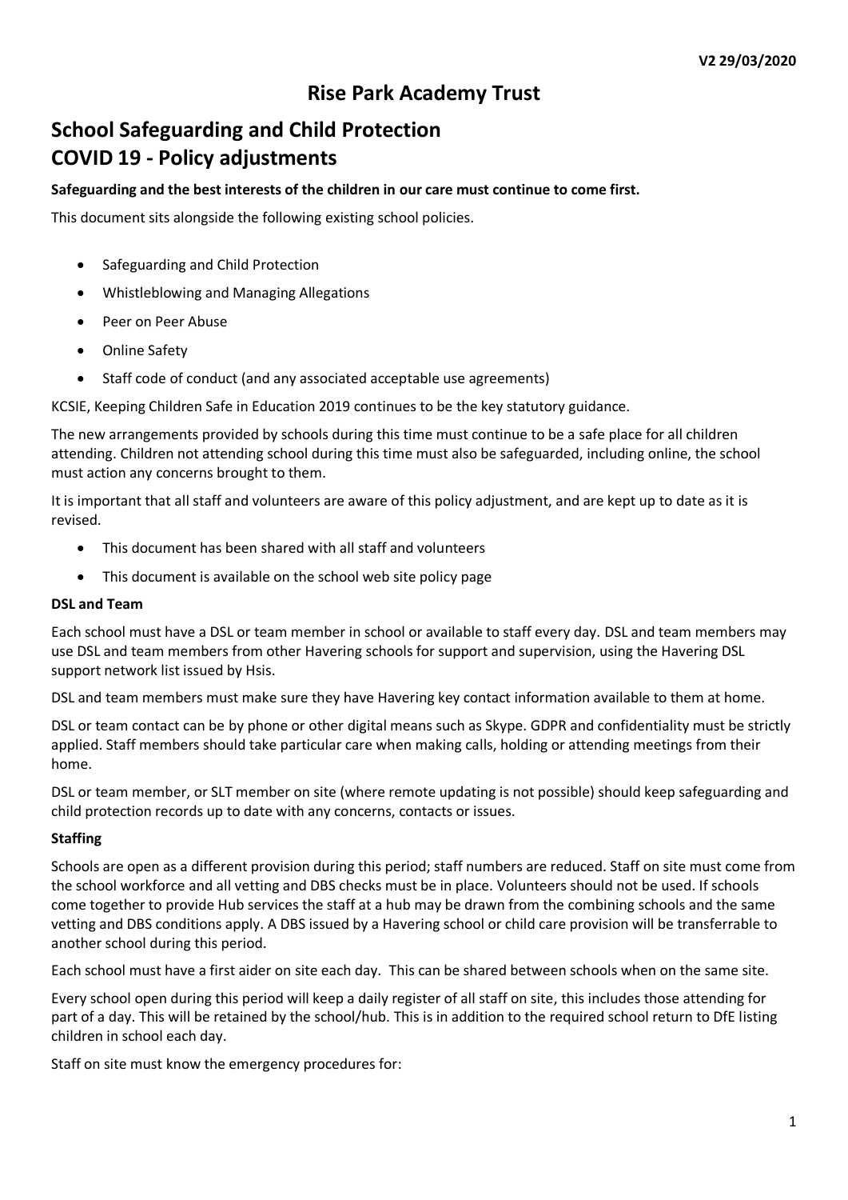V2 29/03/2020

# Rise Park Academy Trust

## School Safeguarding and Child Protection
## COVID 19 - Policy adjustments

**Safeguarding and the best interests of the children in our care must continue to come first.**

This document sits alongside the following existing school policies.

- Safeguarding and Child Protection
- Whistleblowing and Managing Allegations
- Peer on Peer Abuse
- Online Safety
- Staff code of conduct (and any associated acceptable use agreements)

KCSIE, Keeping Children Safe in Education 2019 continues to be the key statutory guidance.

The new arrangements provided by schools during this time must continue to be a safe place for all children attending. Children not attending school during this time must also be safeguarded, including online, the school must action any concerns brought to them.

It is important that all staff and volunteers are aware of this policy adjustment, and are kept up to date as it is revised.

- This document has been shared with all staff and volunteers
- This document is available on the school web site policy page

**DSL and Team**

Each school must have a DSL or team member in school or available to staff every day. DSL and team members may use DSL and team members from other Havering schools for support and supervision, using the Havering DSL support network list issued by Hsis.

DSL and team members must make sure they have Havering key contact information available to them at home.

DSL or team contact can be by phone or other digital means such as Skype. GDPR and confidentiality must be strictly applied. Staff members should take particular care when making calls, holding or attending meetings from their home.

DSL or team member, or SLT member on site (where remote updating is not possible) should keep safeguarding and child protection records up to date with any concerns, contacts or issues.

**Staffing**

Schools are open as a different provision during this period; staff numbers are reduced. Staff on site must come from the school workforce and all vetting and DBS checks must be in place. Volunteers should not be used. If schools come together to provide Hub services the staff at a hub may be drawn from the combining schools and the same vetting and DBS conditions apply. A DBS issued by a Havering school or child care provision will be transferrable to another school during this period.

Each school must have a first aider on site each day. This can be shared between schools when on the same site.

Every school open during this period will keep a daily register of all staff on site, this includes those attending for part of a day. This will be retained by the school/hub. This is in addition to the required school return to DfE listing children in school each day.

Staff on site must know the emergency procedures for: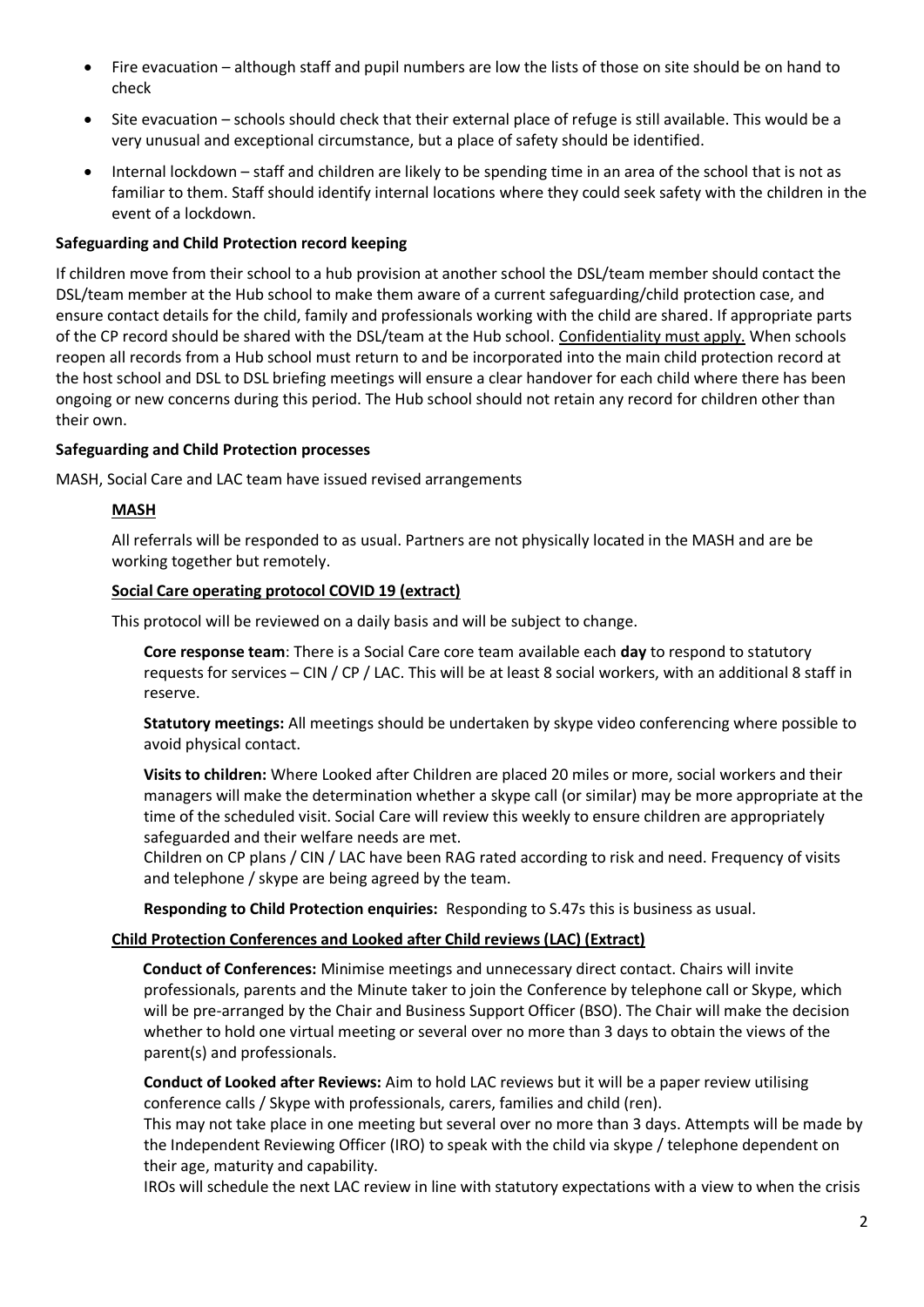- Fire evacuation – although staff and pupil numbers are low the lists of those on site should be on hand to check
- Site evacuation – schools should check that their external place of refuge is still available. This would be a very unusual and exceptional circumstance, but a place of safety should be identified.
- Internal lockdown – staff and children are likely to be spending time in an area of the school that is not as familiar to them. Staff should identify internal locations where they could seek safety with the children in the event of a lockdown.

**Safeguarding and Child Protection record keeping**

If children move from their school to a hub provision at another school the DSL/team member should contact the DSL/team member at the Hub school to make them aware of a current safeguarding/child protection case, and ensure contact details for the child, family and professionals working with the child are shared. If appropriate parts of the CP record should be shared with the DSL/team at the Hub school. Confidentiality must apply. When schools reopen all records from a Hub school must return to and be incorporated into the main child protection record at the host school and DSL to DSL briefing meetings will ensure a clear handover for each child where there has been ongoing or new concerns during this period. The Hub school should not retain any record for children other than their own.

**Safeguarding and Child Protection processes**

MASH, Social Care and LAC team have issued revised arrangements

**MASH**

All referrals will be responded to as usual. Partners are not physically located in the MASH and are be working together but remotely.

**Social Care operating protocol COVID 19 (extract)**

This protocol will be reviewed on a daily basis and will be subject to change.

**Core response team**: There is a Social Care core team available each **day** to respond to statutory requests for services – CIN / CP / LAC. This will be at least 8 social workers, with an additional 8 staff in reserve.

**Statutory meetings:** All meetings should be undertaken by skype video conferencing where possible to avoid physical contact.

**Visits to children:** Where Looked after Children are placed 20 miles or more, social workers and their managers will make the determination whether a skype call (or similar) may be more appropriate at the time of the scheduled visit. Social Care will review this weekly to ensure children are appropriately safeguarded and their welfare needs are met.
Children on CP plans / CIN / LAC have been RAG rated according to risk and need. Frequency of visits and telephone / skype are being agreed by the team.

**Responding to Child Protection enquiries:** Responding to S.47s this is business as usual.

**Child Protection Conferences and Looked after Child reviews (LAC) (Extract)**

**Conduct of Conferences:** Minimise meetings and unnecessary direct contact. Chairs will invite professionals, parents and the Minute taker to join the Conference by telephone call or Skype, which will be pre-arranged by the Chair and Business Support Officer (BSO). The Chair will make the decision whether to hold one virtual meeting or several over no more than 3 days to obtain the views of the parent(s) and professionals.

**Conduct of Looked after Reviews:** Aim to hold LAC reviews but it will be a paper review utilising conference calls / Skype with professionals, carers, families and child (ren).
This may not take place in one meeting but several over no more than 3 days. Attempts will be made by the Independent Reviewing Officer (IRO) to speak with the child via skype / telephone dependent on their age, maturity and capability.
IROs will schedule the next LAC review in line with statutory expectations with a view to when the crisis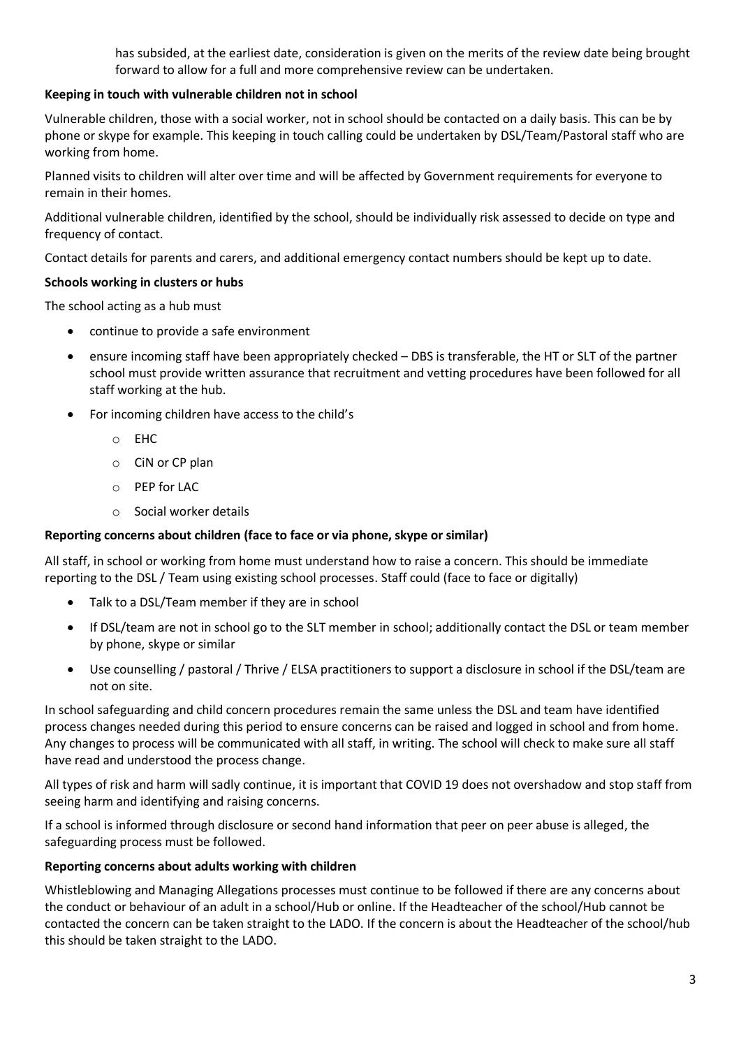has subsided, at the earliest date, consideration is given on the merits of the review date being brought forward to allow for a full and more comprehensive review can be undertaken.

**Keeping in touch with vulnerable children not in school**

Vulnerable children, those with a social worker, not in school should be contacted on a daily basis. This can be by phone or skype for example. This keeping in touch calling could be undertaken by DSL/Team/Pastoral staff who are working from home.

Planned visits to children will alter over time and will be affected by Government requirements for everyone to remain in their homes.

Additional vulnerable children, identified by the school, should be individually risk assessed to decide on type and frequency of contact.

Contact details for parents and carers, and additional emergency contact numbers should be kept up to date.

**Schools working in clusters or hubs**

The school acting as a hub must

- continue to provide a safe environment
- ensure incoming staff have been appropriately checked – DBS is transferable, the HT or SLT of the partner school must provide written assurance that recruitment and vetting procedures have been followed for all staff working at the hub.
- For incoming children have access to the child's
    - EHC
    - CiN or CP plan
    - PEP for LAC
    - Social worker details

**Reporting concerns about children (face to face or via phone, skype or similar)**

All staff, in school or working from home must understand how to raise a concern. This should be immediate reporting to the DSL / Team using existing school processes. Staff could (face to face or digitally)

- Talk to a DSL/Team member if they are in school
- If DSL/team are not in school go to the SLT member in school; additionally contact the DSL or team member by phone, skype or similar
- Use counselling / pastoral / Thrive / ELSA practitioners to support a disclosure in school if the DSL/team are not on site.

In school safeguarding and child concern procedures remain the same unless the DSL and team have identified process changes needed during this period to ensure concerns can be raised and logged in school and from home. Any changes to process will be communicated with all staff, in writing. The school will check to make sure all staff have read and understood the process change.

All types of risk and harm will sadly continue, it is important that COVID 19 does not overshadow and stop staff from seeing harm and identifying and raising concerns.

If a school is informed through disclosure or second hand information that peer on peer abuse is alleged, the safeguarding process must be followed.

**Reporting concerns about adults working with children**

Whistleblowing and Managing Allegations processes must continue to be followed if there are any concerns about the conduct or behaviour of an adult in a school/Hub or online. If the Headteacher of the school/Hub cannot be contacted the concern can be taken straight to the LADO. If the concern is about the Headteacher of the school/hub this should be taken straight to the LADO.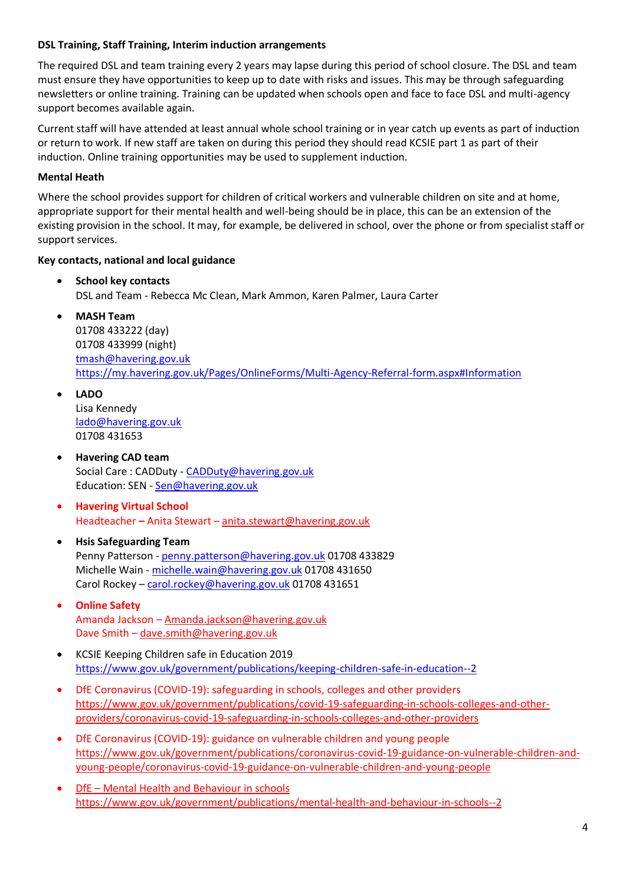**DSL Training, Staff Training, Interim induction arrangements**

The required DSL and team training every 2 years may lapse during this period of school closure. The DSL and team must ensure they have opportunities to keep up to date with risks and issues. This may be through safeguarding newsletters or online training. Training can be updated when schools open and face to face DSL and multi-agency support becomes available again.

Current staff will have attended at least annual whole school training or in year catch up events as part of induction or return to work. If new staff are taken on during this period they should read KCSIE part 1 as part of their induction. Online training opportunities may be used to supplement induction.

**Mental Heath**

Where the school provides support for children of critical workers and vulnerable children on site and at home, appropriate support for their mental health and well-being should be in place, this can be an extension of the existing provision in the school. It may, for example, be delivered in school, over the phone or from specialist staff or support services.

**Key contacts, national and local guidance**

- **School key contacts**
  DSL and Team - Rebecca Mc Clean, Mark Ammon, Karen Palmer, Laura Carter
- **MASH Team**
  01708 433222 (day)
  01708 433999 (night)
  tmash@havering.gov.uk
  https://my.havering.gov.uk/Pages/OnlineForms/Multi-Agency-Referral-form.aspx#Information
- **LADO**
  Lisa Kennedy
  lado@havering.gov.uk
  01708 431653
- **Havering CAD team**
  Social Care : CADDuty - CADDuty@havering.gov.uk
  Education: SEN - Sen@havering.gov.uk
- **Havering Virtual School**
  Headteacher – Anita Stewart – anita.stewart@havering.gov.uk
- **Hsis Safeguarding Team**
  Penny Patterson - penny.patterson@havering.gov.uk 01708 433829
  Michelle Wain - michelle.wain@havering.gov.uk 01708 431650
  Carol Rockey – carol.rockey@havering.gov.uk 01708 431651
- **Online Safety**
  Amanda Jackson – Amanda.jackson@havering.gov.uk
  Dave Smith – dave.smith@havering.gov.uk
- KCSIE Keeping Children safe in Education 2019
  https://www.gov.uk/government/publications/keeping-children-safe-in-education--2
- DfE Coronavirus (COVID-19): safeguarding in schools, colleges and other providers
  https://www.gov.uk/government/publications/covid-19-safeguarding-in-schools-colleges-and-other-providers/coronavirus-covid-19-safeguarding-in-schools-colleges-and-other-providers
- DfE Coronavirus (COVID-19): guidance on vulnerable children and young people
  https://www.gov.uk/government/publications/coronavirus-covid-19-guidance-on-vulnerable-children-and-young-people/coronavirus-covid-19-guidance-on-vulnerable-children-and-young-people
- DfE – Mental Health and Behaviour in schools
  https://www.gov.uk/government/publications/mental-health-and-behaviour-in-schools--2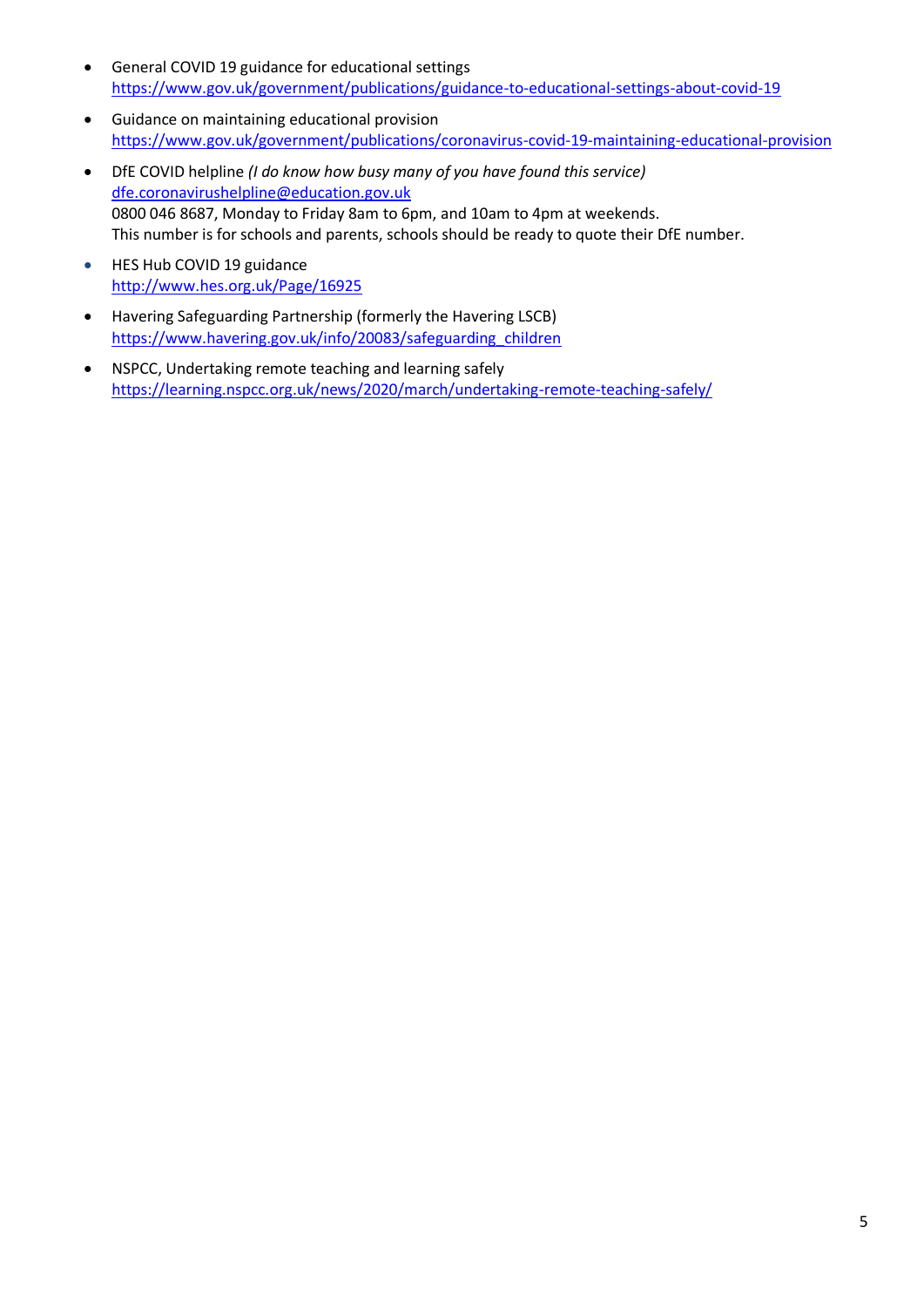- General COVID 19 guidance for educational settings
  https://www.gov.uk/government/publications/guidance-to-educational-settings-about-covid-19
- Guidance on maintaining educational provision
  https://www.gov.uk/government/publications/coronavirus-covid-19-maintaining-educational-provision
- DfE COVID helpline *(I do know how busy many of you have found this service)*
  dfe.coronavirushelpline@education.gov.uk
  0800 046 8687, Monday to Friday 8am to 6pm, and 10am to 4pm at weekends.
  This number is for schools and parents, schools should be ready to quote their DfE number.
- HES Hub COVID 19 guidance
  http://www.hes.org.uk/Page/16925
- Havering Safeguarding Partnership (formerly the Havering LSCB)
  https://www.havering.gov.uk/info/20083/safeguarding_children
- NSPCC, Undertaking remote teaching and learning safely
  https://learning.nspcc.org.uk/news/2020/march/undertaking-remote-teaching-safely/